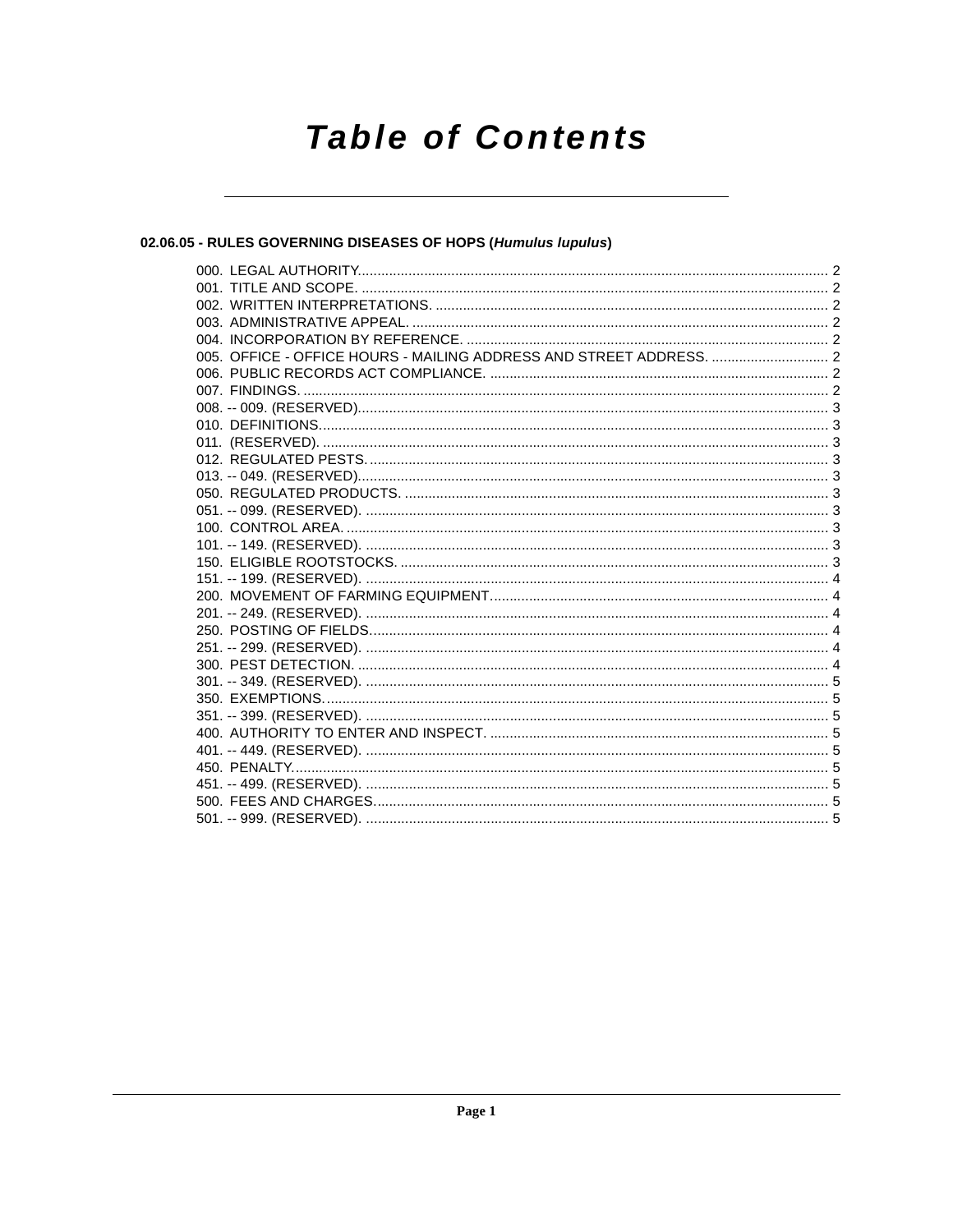# Table of Contents

## 02.06.05 - RULES GOVERNING DISEASES OF HOPS (*Humulus lupulus*)

000. LEGAL AUTHORITY. 2
001. TITLE AND SCOPE. 2
002. WRITTEN INTERPRETATIONS. 2
003. ADMINISTRATIVE APPEAL. 2
004. INCORPORATION BY REFERENCE. 2
005. OFFICE - OFFICE HOURS - MAILING ADDRESS AND STREET ADDRESS. 2
006. PUBLIC RECORDS ACT COMPLIANCE. 2
007. FINDINGS. 2
008. -- 009. (RESERVED). 3
010. DEFINITIONS. 3
011. (RESERVED). 3
012. REGULATED PESTS. 3
013. -- 049. (RESERVED). 3
050. REGULATED PRODUCTS. 3
051. -- 099. (RESERVED). 3
100. CONTROL AREA. 3
101. -- 149. (RESERVED). 3
150. ELIGIBLE ROOTSTOCKS. 3
151. -- 199. (RESERVED). 4
200. MOVEMENT OF FARMING EQUIPMENT. 4
201. -- 249. (RESERVED). 4
250. POSTING OF FIELDS. 4
251. -- 299. (RESERVED). 4
300. PEST DETECTION. 4
301. -- 349. (RESERVED). 5
350. EXEMPTIONS. 5
351. -- 399. (RESERVED). 5
400. AUTHORITY TO ENTER AND INSPECT. 5
401. -- 449. (RESERVED). 5
450. PENALTY. 5
451. -- 499. (RESERVED). 5
500. FEES AND CHARGES. 5
501. -- 999. (RESERVED). 5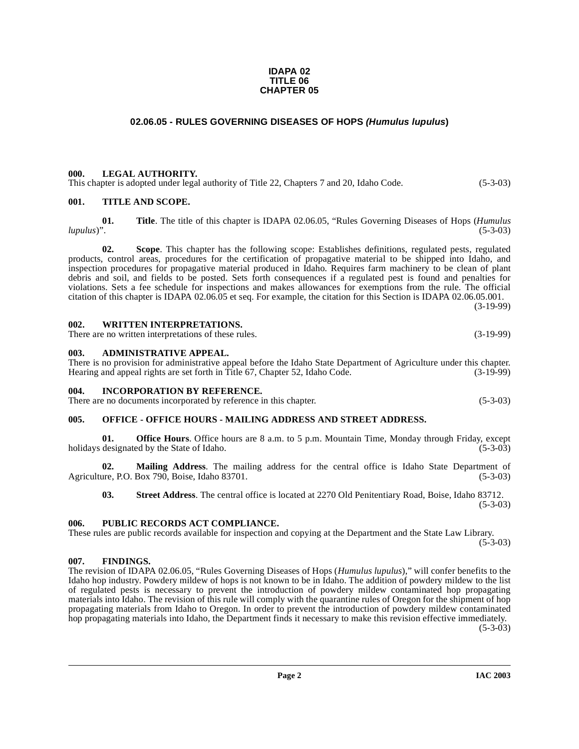**IDAPA 02**
**TITLE 06**
**CHAPTER 05**

## 02.06.05 - RULES GOVERNING DISEASES OF HOPS *(Humulus lupulus)*

### 000. LEGAL AUTHORITY.

This chapter is adopted under legal authority of Title 22, Chapters 7 and 20, Idaho Code. (5-3-03)

### 001. TITLE AND SCOPE.

**01. Title**. The title of this chapter is IDAPA 02.06.05, "Rules Governing Diseases of Hops (*Humulus lupulus*)". (5-3-03)

**02. Scope**. This chapter has the following scope: Establishes definitions, regulated pests, regulated products, control areas, procedures for the certification of propagative material to be shipped into Idaho, and inspection procedures for propagative material produced in Idaho. Requires farm machinery to be clean of plant debris and soil, and fields to be posted. Sets forth consequences if a regulated pest is found and penalties for violations. Sets a fee schedule for inspections and makes allowances for exemptions from the rule. The official citation of this chapter is IDAPA 02.06.05 et seq. For example, the citation for this Section is IDAPA 02.06.05.001. (3-19-99)

### 002. WRITTEN INTERPRETATIONS.

There are no written interpretations of these rules. (3-19-99)

### 003. ADMINISTRATIVE APPEAL.

There is no provision for administrative appeal before the Idaho State Department of Agriculture under this chapter. Hearing and appeal rights are set forth in Title 67, Chapter 52, Idaho Code. (3-19-99)

### 004. INCORPORATION BY REFERENCE.

There are no documents incorporated by reference in this chapter. (5-3-03)

### 005. OFFICE - OFFICE HOURS - MAILING ADDRESS AND STREET ADDRESS.

**01. Office Hours**. Office hours are 8 a.m. to 5 p.m. Mountain Time, Monday through Friday, except holidays designated by the State of Idaho. (5-3-03)

**02. Mailing Address**. The mailing address for the central office is Idaho State Department of Agriculture, P.O. Box 790, Boise, Idaho 83701. (5-3-03)

**03. Street Address**. The central office is located at 2270 Old Penitentiary Road, Boise, Idaho 83712. (5-3-03)

### 006. PUBLIC RECORDS ACT COMPLIANCE.

These rules are public records available for inspection and copying at the Department and the State Law Library. (5-3-03)

### 007. FINDINGS.

The revision of IDAPA 02.06.05, "Rules Governing Diseases of Hops (*Humulus lupulus*)," will confer benefits to the Idaho hop industry. Powdery mildew of hops is not known to be in Idaho. The addition of powdery mildew to the list of regulated pests is necessary to prevent the introduction of powdery mildew contaminated hop propagating materials into Idaho. The revision of this rule will comply with the quarantine rules of Oregon for the shipment of hop propagating materials from Idaho to Oregon. In order to prevent the introduction of powdery mildew contaminated hop propagating materials into Idaho, the Department finds it necessary to make this revision effective immediately. (5-3-03)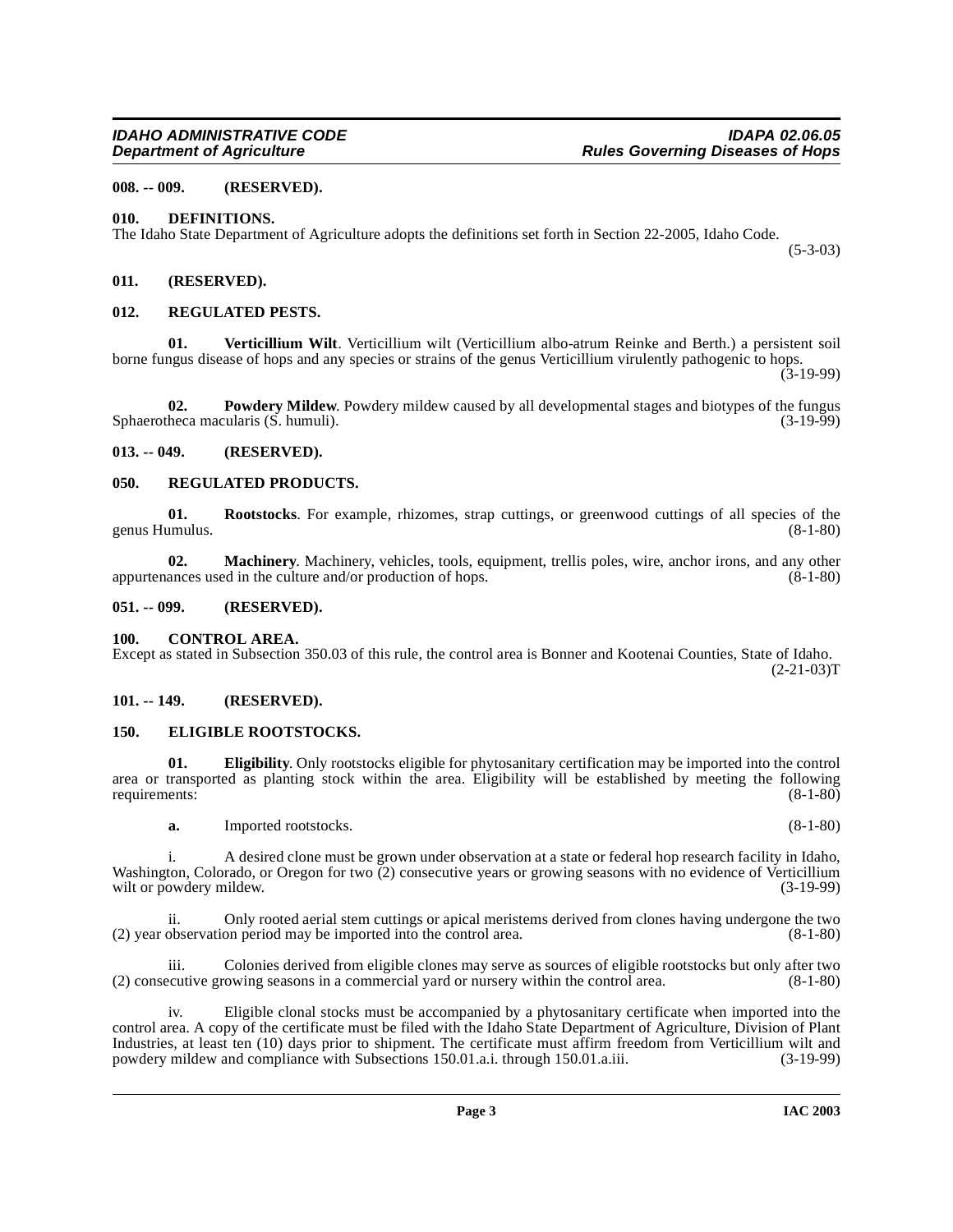### 008. -- 009. (RESERVED).

### 010. DEFINITIONS.

The Idaho State Department of Agriculture adopts the definitions set forth in Section 22-2005, Idaho Code. (5-3-03)

### 011. (RESERVED).

### 012. REGULATED PESTS.

**01. Verticillium Wilt**. Verticillium wilt (Verticillium albo-atrum Reinke and Berth.) a persistent soil borne fungus disease of hops and any species or strains of the genus Verticillium virulently pathogenic to hops. (3-19-99)

**02. Powdery Mildew**. Powdery mildew caused by all developmental stages and biotypes of the fungus Sphaerotheca macularis (S. humuli). (3-19-99)

### 013. -- 049. (RESERVED).

### 050. REGULATED PRODUCTS.

**01. Rootstocks**. For example, rhizomes, strap cuttings, or greenwood cuttings of all species of the genus Humulus. (8-1-80)

**02. Machinery**. Machinery, vehicles, tools, equipment, trellis poles, wire, anchor irons, and any other appurtenances used in the culture and/or production of hops. (8-1-80)

### 051. -- 099. (RESERVED).

### 100. CONTROL AREA.

Except as stated in Subsection 350.03 of this rule, the control area is Bonner and Kootenai Counties, State of Idaho. (2-21-03)T

### 101. -- 149. (RESERVED).

### 150. ELIGIBLE ROOTSTOCKS.

**01. Eligibility**. Only rootstocks eligible for phytosanitary certification may be imported into the control area or transported as planting stock within the area. Eligibility will be established by meeting the following requirements: (8-1-80)

**a.** Imported rootstocks. (8-1-80)

i. A desired clone must be grown under observation at a state or federal hop research facility in Idaho, Washington, Colorado, or Oregon for two (2) consecutive years or growing seasons with no evidence of Verticillium wilt or powdery mildew. (3-19-99)

ii. Only rooted aerial stem cuttings or apical meristems derived from clones having undergone the two (2) year observation period may be imported into the control area. (8-1-80)

iii. Colonies derived from eligible clones may serve as sources of eligible rootstocks but only after two (2) consecutive growing seasons in a commercial yard or nursery within the control area. (8-1-80)

iv. Eligible clonal stocks must be accompanied by a phytosanitary certificate when imported into the control area. A copy of the certificate must be filed with the Idaho State Department of Agriculture, Division of Plant Industries, at least ten (10) days prior to shipment. The certificate must affirm freedom from Verticillium wilt and powdery mildew and compliance with Subsections 150.01.a.i. through 150.01.a.iii. (3-19-99)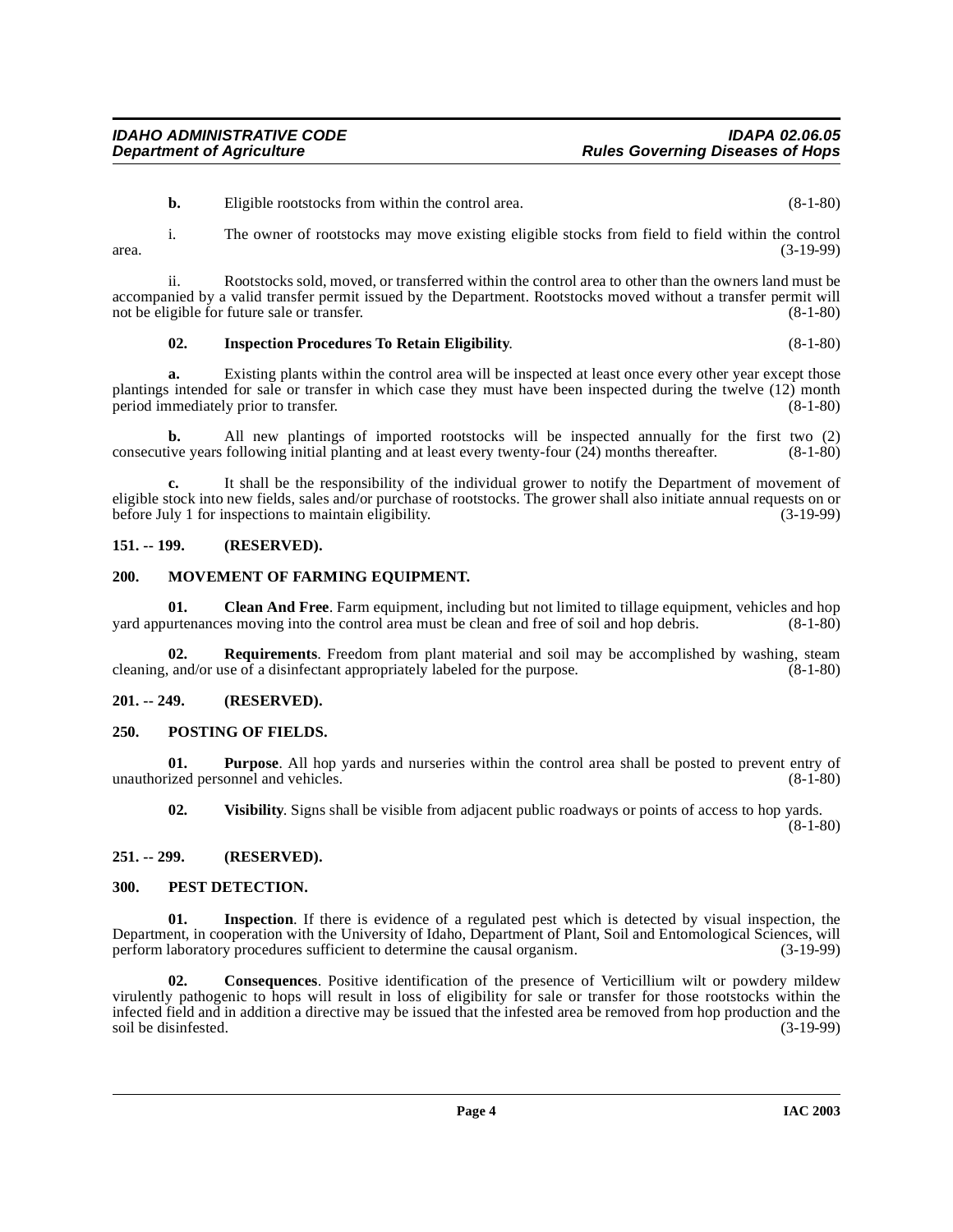**b.** Eligible rootstocks from within the control area. (8-1-80)

i. The owner of rootstocks may move existing eligible stocks from field to field within the control area. (3-19-99)

ii. Rootstocks sold, moved, or transferred within the control area to other than the owners land must be accompanied by a valid transfer permit issued by the Department. Rootstocks moved without a transfer permit will not be eligible for future sale or transfer. (8-1-80)

**02. Inspection Procedures To Retain Eligibility**. (8-1-80)

**a.** Existing plants within the control area will be inspected at least once every other year except those plantings intended for sale or transfer in which case they must have been inspected during the twelve (12) month period immediately prior to transfer. (8-1-80)

**b.** All new plantings of imported rootstocks will be inspected annually for the first two (2) consecutive years following initial planting and at least every twenty-four (24) months thereafter. (8-1-80)

**c.** It shall be the responsibility of the individual grower to notify the Department of movement of eligible stock into new fields, sales and/or purchase of rootstocks. The grower shall also initiate annual requests on or before July 1 for inspections to maintain eligibility. (3-19-99)

**151. -- 199. (RESERVED).**

**200. MOVEMENT OF FARMING EQUIPMENT.**

**01. Clean And Free**. Farm equipment, including but not limited to tillage equipment, vehicles and hop yard appurtenances moving into the control area must be clean and free of soil and hop debris. (8-1-80)

**02. Requirements**. Freedom from plant material and soil may be accomplished by washing, steam cleaning, and/or use of a disinfectant appropriately labeled for the purpose. (8-1-80)

**201. -- 249. (RESERVED).**

**250. POSTING OF FIELDS.**

**01. Purpose**. All hop yards and nurseries within the control area shall be posted to prevent entry of unauthorized personnel and vehicles. (8-1-80)

**02. Visibility**. Signs shall be visible from adjacent public roadways or points of access to hop yards. (8-1-80)

**251. -- 299. (RESERVED).**

**300. PEST DETECTION.**

**01. Inspection**. If there is evidence of a regulated pest which is detected by visual inspection, the Department, in cooperation with the University of Idaho, Department of Plant, Soil and Entomological Sciences, will perform laboratory procedures sufficient to determine the causal organism. (3-19-99)

**02. Consequences**. Positive identification of the presence of Verticillium wilt or powdery mildew virulently pathogenic to hops will result in loss of eligibility for sale or transfer for those rootstocks within the infected field and in addition a directive may be issued that the infested area be removed from hop production and the soil be disinfested. (3-19-99)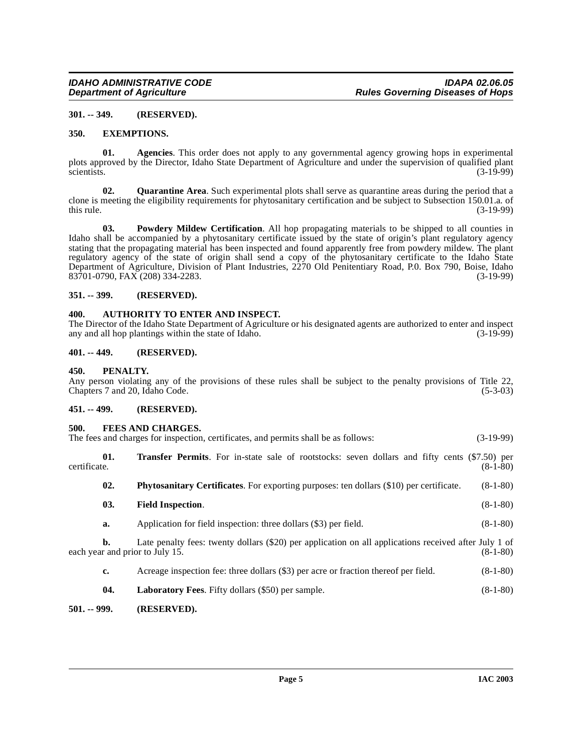### 301. -- 349. (RESERVED).

### 350. EXEMPTIONS.

**01. Agencies**. This order does not apply to any governmental agency growing hops in experimental plots approved by the Director, Idaho State Department of Agriculture and under the supervision of qualified plant scientists. (3-19-99)

**02. Quarantine Area**. Such experimental plots shall serve as quarantine areas during the period that a clone is meeting the eligibility requirements for phytosanitary certification and be subject to Subsection 150.01.a. of this rule. (3-19-99)

**03. Powdery Mildew Certification**. All hop propagating materials to be shipped to all counties in Idaho shall be accompanied by a phytosanitary certificate issued by the state of origin's plant regulatory agency stating that the propagating material has been inspected and found apparently free from powdery mildew. The plant regulatory agency of the state of origin shall send a copy of the phytosanitary certificate to the Idaho State Department of Agriculture, Division of Plant Industries, 2270 Old Penitentiary Road, P.0. Box 790, Boise, Idaho 83701-0790, FAX (208) 334-2283. (3-19-99)

### 351. -- 399. (RESERVED).

### 400. AUTHORITY TO ENTER AND INSPECT.

The Director of the Idaho State Department of Agriculture or his designated agents are authorized to enter and inspect any and all hop plantings within the state of Idaho. (3-19-99)

### 401. -- 449. (RESERVED).

### 450. PENALTY.

Any person violating any of the provisions of these rules shall be subject to the penalty provisions of Title 22, Chapters 7 and 20, Idaho Code. (5-3-03)

### 451. -- 499. (RESERVED).

### 500. FEES AND CHARGES.

The fees and charges for inspection, certificates, and permits shall be as follows: (3-19-99)

**01. Transfer Permits**. For in-state sale of rootstocks: seven dollars and fifty cents ($7.50) per certificate. (8-1-80)

**02. Phytosanitary Certificates**. For exporting purposes: ten dollars ($10) per certificate. (8-1-80)

**03. Field Inspection**. (8-1-80)

**a.** Application for field inspection: three dollars ($3) per field. (8-1-80)

**b.** Late penalty fees: twenty dollars ($20) per application on all applications received after July 1 of each year and prior to July 15. (8-1-80)

**c.** Acreage inspection fee: three dollars ($3) per acre or fraction thereof per field. (8-1-80)

**04. Laboratory Fees**. Fifty dollars ($50) per sample. (8-1-80)

### 501. -- 999. (RESERVED).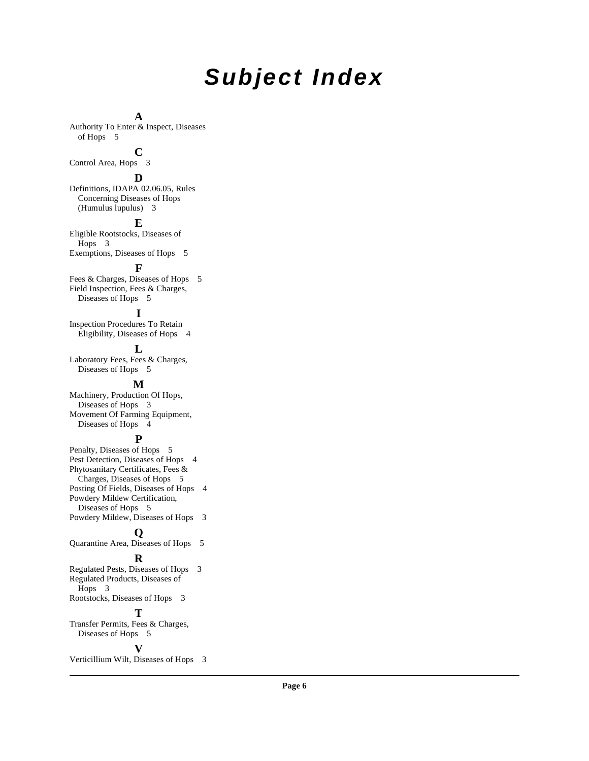# *Subject Index*

**A**

Authority To Enter & Inspect, Diseases of Hops 5

**C**

Control Area, Hops 3

**D**

Definitions, IDAPA 02.06.05, Rules Concerning Diseases of Hops (Humulus lupulus) 3

**E**

Eligible Rootstocks, Diseases of Hops 3

Exemptions, Diseases of Hops 5

**F**

Fees & Charges, Diseases of Hops 5

Field Inspection, Fees & Charges, Diseases of Hops 5

**I**

Inspection Procedures To Retain Eligibility, Diseases of Hops 4

**L**

Laboratory Fees, Fees & Charges, Diseases of Hops 5

**M**

Machinery, Production Of Hops, Diseases of Hops 3

Movement Of Farming Equipment, Diseases of Hops 4

**P**

Penalty, Diseases of Hops 5

Pest Detection, Diseases of Hops 4

Phytosanitary Certificates, Fees & Charges, Diseases of Hops 5

Posting Of Fields, Diseases of Hops 4

Powdery Mildew Certification, Diseases of Hops 5

Powdery Mildew, Diseases of Hops 3

**Q**

Quarantine Area, Diseases of Hops 5

**R**

Regulated Pests, Diseases of Hops 3

Regulated Products, Diseases of Hops 3

Rootstocks, Diseases of Hops 3

**T**

Transfer Permits, Fees & Charges, Diseases of Hops 5

**V**

Verticillium Wilt, Diseases of Hops 3